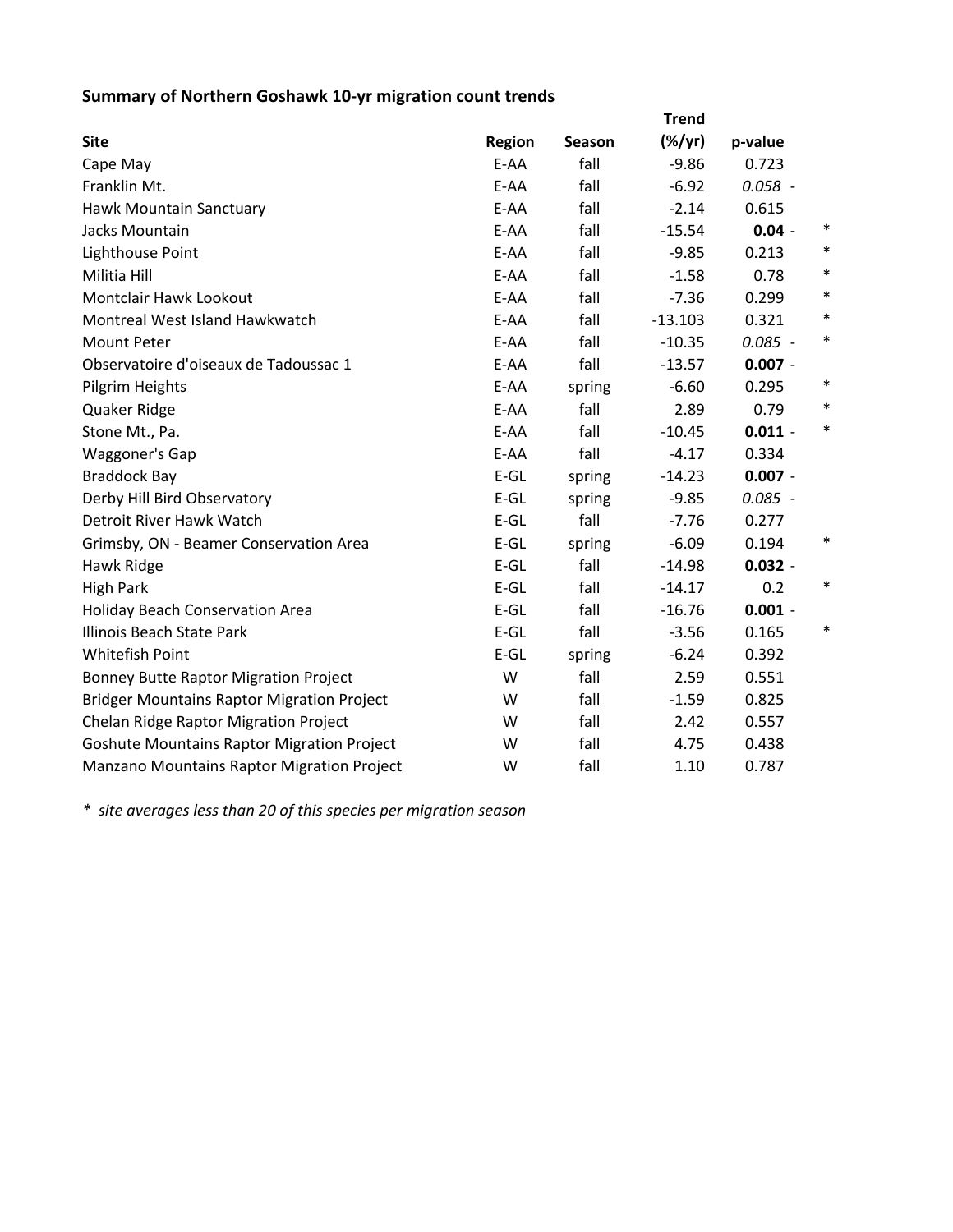**Summary of Northern Goshawk 10-yr migration count trends**

| Site | Region | Season | Trend (%/yr) | p-value | |
|---|---|---|---|---|---|
| Cape May | E-AA | fall | -9.86 | 0.723 | |
| Franklin Mt. | E-AA | fall | -6.92 | *0.058* - | |
| Hawk Mountain Sanctuary | E-AA | fall | -2.14 | 0.615 | |
| Jacks Mountain | E-AA | fall | -15.54 | **0.04** - | * |
| Lighthouse Point | E-AA | fall | -9.85 | 0.213 | * |
| Militia Hill | E-AA | fall | -1.58 | 0.78 | * |
| Montclair Hawk Lookout | E-AA | fall | -7.36 | 0.299 | * |
| Montreal West Island Hawkwatch | E-AA | fall | -13.103 | 0.321 | * |
| Mount Peter | E-AA | fall | -10.35 | *0.085* - | * |
| Observatoire d'oiseaux de Tadoussac 1 | E-AA | fall | -13.57 | **0.007** - | |
| Pilgrim Heights | E-AA | spring | -6.60 | 0.295 | * |
| Quaker Ridge | E-AA | fall | 2.89 | 0.79 | * |
| Stone Mt., Pa. | E-AA | fall | -10.45 | **0.011** - | * |
| Waggoner's Gap | E-AA | fall | -4.17 | 0.334 | |
| Braddock Bay | E-GL | spring | -14.23 | **0.007** - | |
| Derby Hill Bird Observatory | E-GL | spring | -9.85 | *0.085* - | |
| Detroit River Hawk Watch | E-GL | fall | -7.76 | 0.277 | |
| Grimsby, ON - Beamer Conservation Area | E-GL | spring | -6.09 | 0.194 | * |
| Hawk Ridge | E-GL | fall | -14.98 | **0.032** - | |
| High Park | E-GL | fall | -14.17 | 0.2 | * |
| Holiday Beach Conservation Area | E-GL | fall | -16.76 | **0.001** - | |
| Illinois Beach State Park | E-GL | fall | -3.56 | 0.165 | * |
| Whitefish Point | E-GL | spring | -6.24 | 0.392 | |
| Bonney Butte Raptor Migration Project | W | fall | 2.59 | 0.551 | |
| Bridger Mountains Raptor Migration Project | W | fall | -1.59 | 0.825 | |
| Chelan Ridge Raptor Migration Project | W | fall | 2.42 | 0.557 | |
| Goshute Mountains Raptor Migration Project | W | fall | 4.75 | 0.438 | |
| Manzano Mountains Raptor Migration Project | W | fall | 1.10 | 0.787 | |

*\* site averages less than 20 of this species per migration season*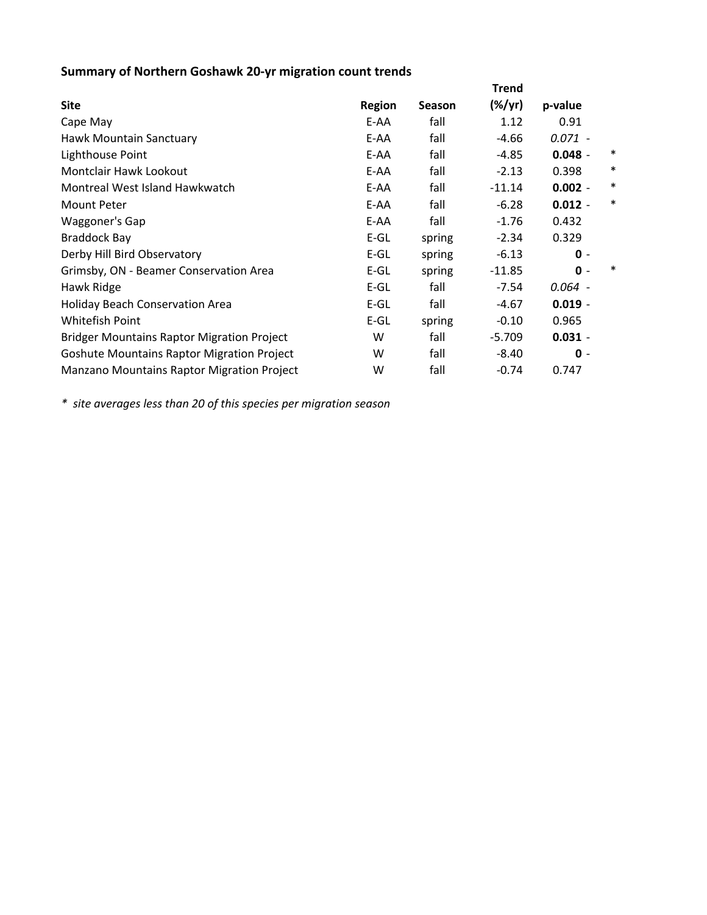**Summary of Northern Goshawk 20-yr migration count trends**

| Site | Region | Season | Trend (%/yr) | p-value | |
|---|---|---|---|---|---|
| Cape May | E-AA | fall | 1.12 | 0.91 | |
| Hawk Mountain Sanctuary | E-AA | fall | -4.66 | *0.071* - | |
| Lighthouse Point | E-AA | fall | -4.85 | **0.048** - | * |
| Montclair Hawk Lookout | E-AA | fall | -2.13 | 0.398 | * |
| Montreal West Island Hawkwatch | E-AA | fall | -11.14 | **0.002** - | * |
| Mount Peter | E-AA | fall | -6.28 | **0.012** - | * |
| Waggoner's Gap | E-AA | fall | -1.76 | 0.432 | |
| Braddock Bay | E-GL | spring | -2.34 | 0.329 | |
| Derby Hill Bird Observatory | E-GL | spring | -6.13 | **0** - | |
| Grimsby, ON - Beamer Conservation Area | E-GL | spring | -11.85 | **0** - | * |
| Hawk Ridge | E-GL | fall | -7.54 | *0.064* - | |
| Holiday Beach Conservation Area | E-GL | fall | -4.67 | **0.019** - | |
| Whitefish Point | E-GL | spring | -0.10 | 0.965 | |
| Bridger Mountains Raptor Migration Project | W | fall | -5.709 | **0.031** - | |
| Goshute Mountains Raptor Migration Project | W | fall | -8.40 | **0** - | |
| Manzano Mountains Raptor Migration Project | W | fall | -0.74 | 0.747 | |

*\* site averages less than 20 of this species per migration season*